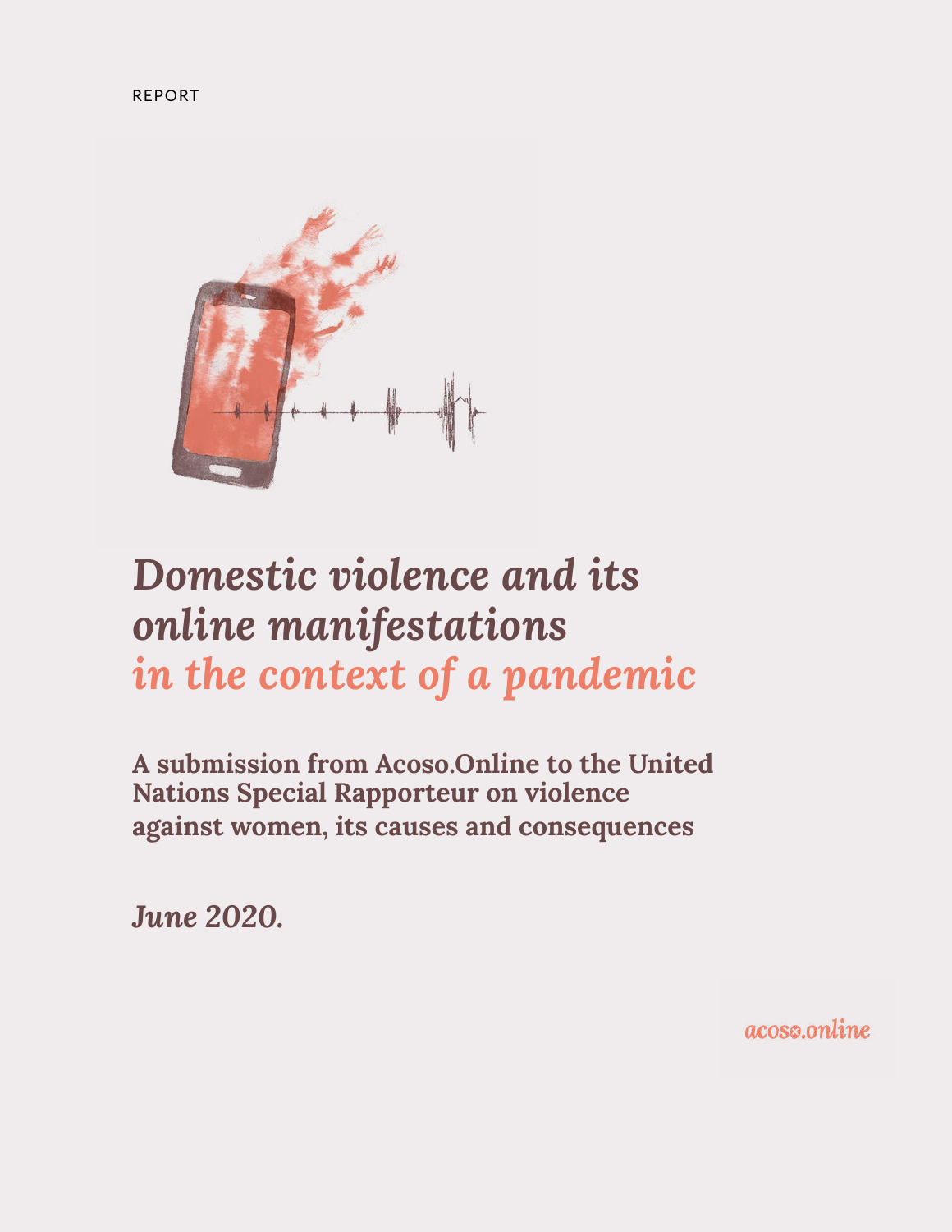REPORT

# *Domestic violence and its online manifestations in the context of a pandemic*

**A submission from Acoso.Online to the United Nations Special Rapporteur on violence against women, its causes and consequences**

***June 2020.***

acoso.online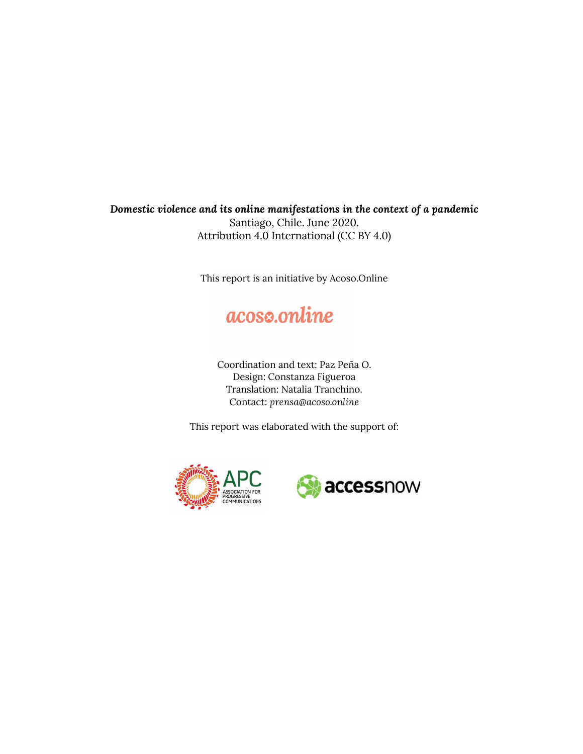***Domestic violence and its online manifestations in the context of a pandemic***

Santiago, Chile. June 2020.

Attribution 4.0 International (CC BY 4.0)

This report is an initiative by Acoso.Online

Coordination and text: Paz Peña O.

Design: Constanza Figueroa

Translation: Natalia Tranchino.

Contact: *prensa@acoso.online*

This report was elaborated with the support of: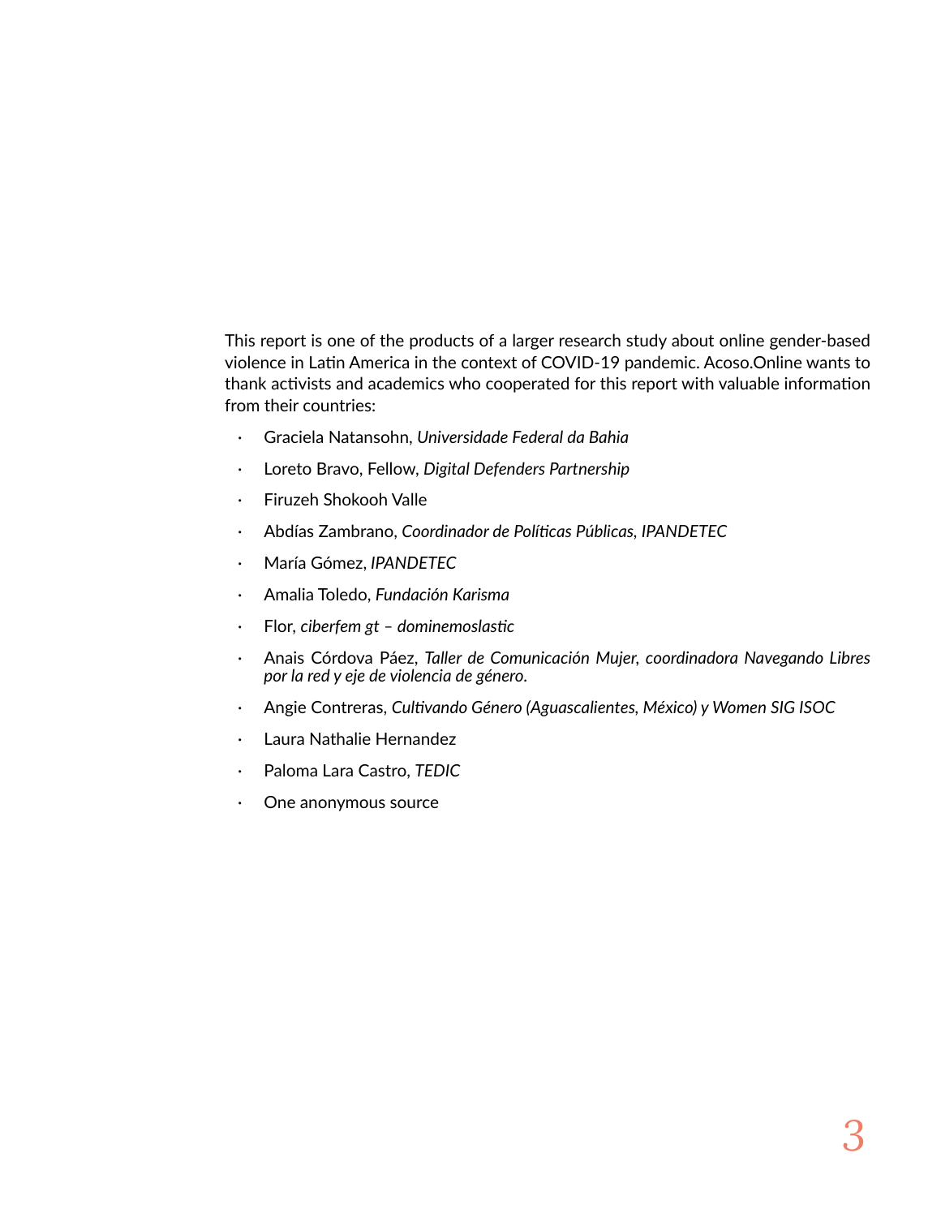This report is one of the products of a larger research study about online gender-based violence in Latin America in the context of COVID-19 pandemic. Acoso.Online wants to thank activists and academics who cooperated for this report with valuable information from their countries:

- Graciela Natansohn, *Universidade Federal da Bahia*
- Loreto Bravo, Fellow, *Digital Defenders Partnership*
- Firuzeh Shokooh Valle
- Abdías Zambrano, *Coordinador de Políticas Públicas, IPANDETEC*
- María Gómez, *IPANDETEC*
- Amalia Toledo, *Fundación Karisma*
- Flor, *ciberfem gt – dominemoslastic*
- Anais Córdova Páez, *Taller de Comunicación Mujer, coordinadora Navegando Libres por la red y eje de violencia de género.*
- Angie Contreras, *Cultivando Género (Aguascalientes, México) y Women SIG ISOC*
- Laura Nathalie Hernandez
- Paloma Lara Castro, *TEDIC*
- One anonymous source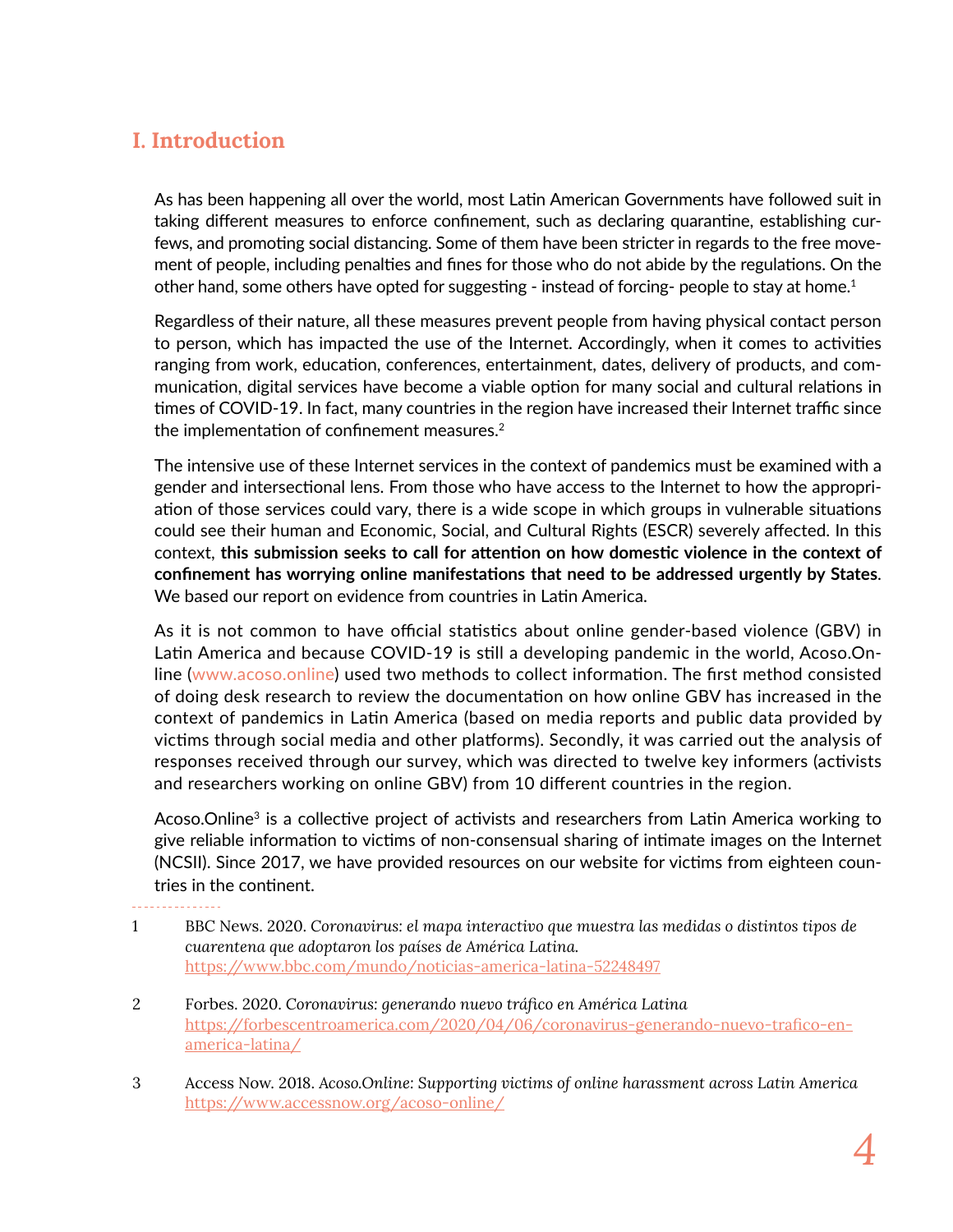## I. Introduction

As has been happening all over the world, most Latin American Governments have followed suit in taking different measures to enforce confinement, such as declaring quarantine, establishing curfews, and promoting social distancing. Some of them have been stricter in regards to the free movement of people, including penalties and fines for those who do not abide by the regulations. On the other hand, some others have opted for suggesting - instead of forcing- people to stay at home.[1]

Regardless of their nature, all these measures prevent people from having physical contact person to person, which has impacted the use of the Internet. Accordingly, when it comes to activities ranging from work, education, conferences, entertainment, dates, delivery of products, and communication, digital services have become a viable option for many social and cultural relations in times of COVID-19. In fact, many countries in the region have increased their Internet traffic since the implementation of confinement measures.[2]

The intensive use of these Internet services in the context of pandemics must be examined with a gender and intersectional lens. From those who have access to the Internet to how the appropriation of those services could vary, there is a wide scope in which groups in vulnerable situations could see their human and Economic, Social, and Cultural Rights (ESCR) severely affected. In this context, **this submission seeks to call for attention on how domestic violence in the context of confinement has worrying online manifestations that need to be addressed urgently by States**. We based our report on evidence from countries in Latin America.

As it is not common to have official statistics about online gender-based violence (GBV) in Latin America and because COVID-19 is still a developing pandemic in the world, Acoso.Online (www.acoso.online) used two methods to collect information. The first method consisted of doing desk research to review the documentation on how online GBV has increased in the context of pandemics in Latin America (based on media reports and public data provided by victims through social media and other platforms). Secondly, it was carried out the analysis of responses received through our survey, which was directed to twelve key informers (activists and researchers working on online GBV) from 10 different countries in the region.

Acoso.Online[3] is a collective project of activists and researchers from Latin America working to give reliable information to victims of non-consensual sharing of intimate images on the Internet (NCSII). Since 2017, we have provided resources on our website for victims from eighteen countries in the continent.

---

1 BBC News. 2020. *Coronavirus: el mapa interactivo que muestra las medidas o distintos tipos de cuarentena que adoptaron los países de América Latina.* https://www.bbc.com/mundo/noticias-america-latina-52248497

2 Forbes. 2020. *Coronavirus: generando nuevo tráfico en América Latina* https://forbescentroamerica.com/2020/04/06/coronavirus-generando-nuevo-trafico-en-america-latina/

3 Access Now. 2018. *Acoso.Online: Supporting victims of online harassment across Latin America* https://www.accessnow.org/acoso-online/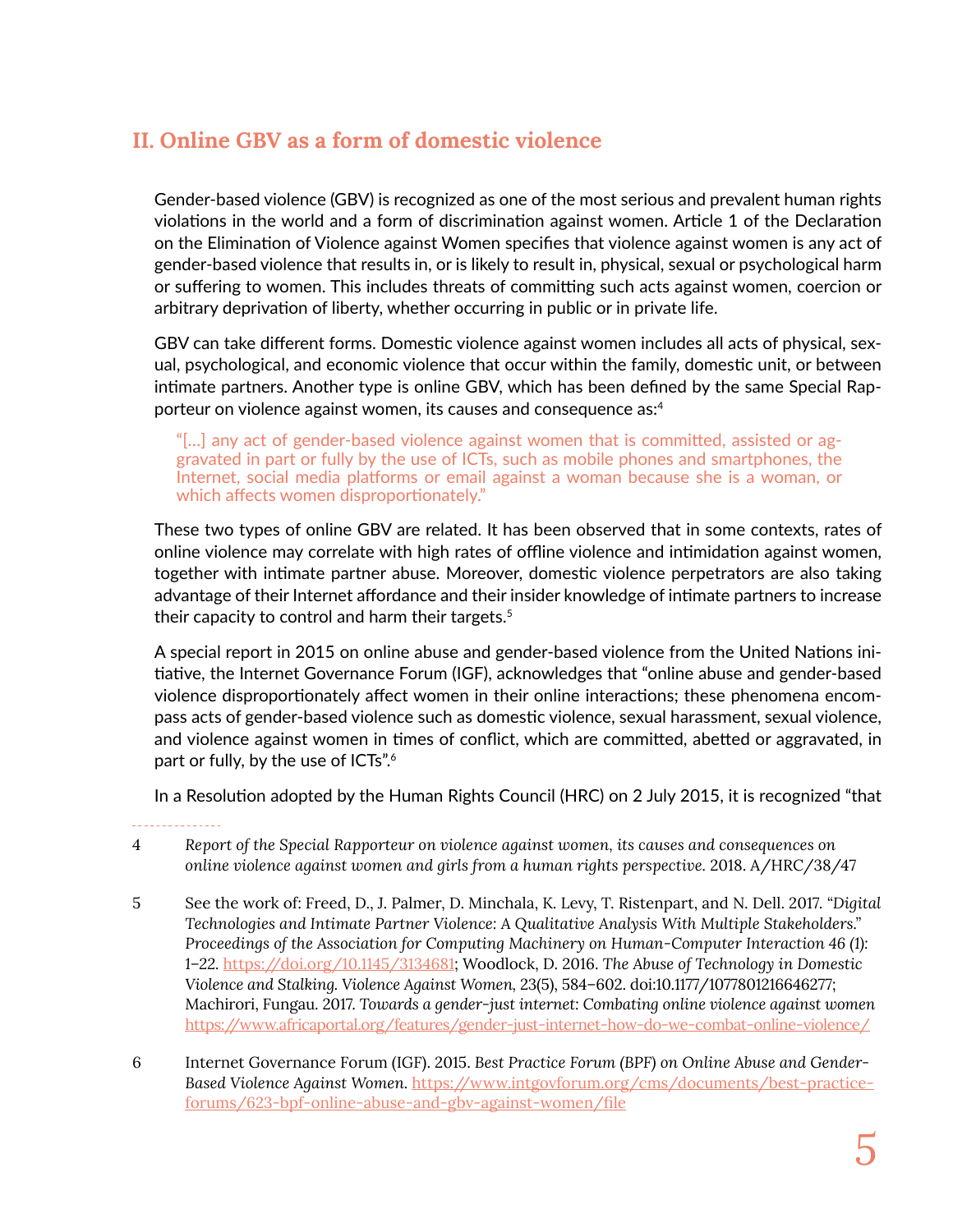## II. Online GBV as a form of domestic violence

Gender-based violence (GBV) is recognized as one of the most serious and prevalent human rights violations in the world and a form of discrimination against women. Article 1 of the Declaration on the Elimination of Violence against Women specifies that violence against women is any act of gender-based violence that results in, or is likely to result in, physical, sexual or psychological harm or suffering to women. This includes threats of committing such acts against women, coercion or arbitrary deprivation of liberty, whether occurring in public or in private life.

GBV can take different forms. Domestic violence against women includes all acts of physical, sexual, psychological, and economic violence that occur within the family, domestic unit, or between intimate partners. Another type is online GBV, which has been defined by the same Special Rapporteur on violence against women, its causes and consequence as:[4]

> "[…] any act of gender-based violence against women that is committed, assisted or aggravated in part or fully by the use of ICTs, such as mobile phones and smartphones, the Internet, social media platforms or email against a woman because she is a woman, or which affects women disproportionately."

These two types of online GBV are related. It has been observed that in some contexts, rates of online violence may correlate with high rates of offline violence and intimidation against women, together with intimate partner abuse. Moreover, domestic violence perpetrators are also taking advantage of their Internet affordance and their insider knowledge of intimate partners to increase their capacity to control and harm their targets.[5]

A special report in 2015 on online abuse and gender-based violence from the United Nations initiative, the Internet Governance Forum (IGF), acknowledges that "online abuse and gender-based violence disproportionately affect women in their online interactions; these phenomena encompass acts of gender-based violence such as domestic violence, sexual harassment, sexual violence, and violence against women in times of conflict, which are committed, abetted or aggravated, in part or fully, by the use of ICTs".[6]

In a Resolution adopted by the Human Rights Council (HRC) on 2 July 2015, it is recognized "that

---

4 *Report of the Special Rapporteur on violence against women, its causes and consequences on online violence against women and girls from a human rights perspective.* 2018. A/HRC/38/47

5 See the work of: Freed, D., J. Palmer, D. Minchala, K. Levy, T. Ristenpart, and N. Dell. 2017. "*Digital Technologies and Intimate Partner Violence: A Qualitative Analysis With Multiple Stakeholders.*" *Proceedings of the Association for Computing Machinery on Human-Computer Interaction 46 (1)*: 1–22. https://doi.org/10.1145/3134681; Woodlock, D. 2016. *The Abuse of Technology in Domestic Violence and Stalking. Violence Against Women*, 23(5), 584–602. doi:10.1177/1077801216646277; Machirori, Fungau. 2017. *Towards a gender-just internet: Combating online violence against women* https://www.africaportal.org/features/gender-just-internet-how-do-we-combat-online-violence/

6 Internet Governance Forum (IGF). 2015. *Best Practice Forum (BPF) on Online Abuse and Gender-Based Violence Against Women.* https://www.intgovforum.org/cms/documents/best-practice-forums/623-bpf-online-abuse-and-gbv-against-women/file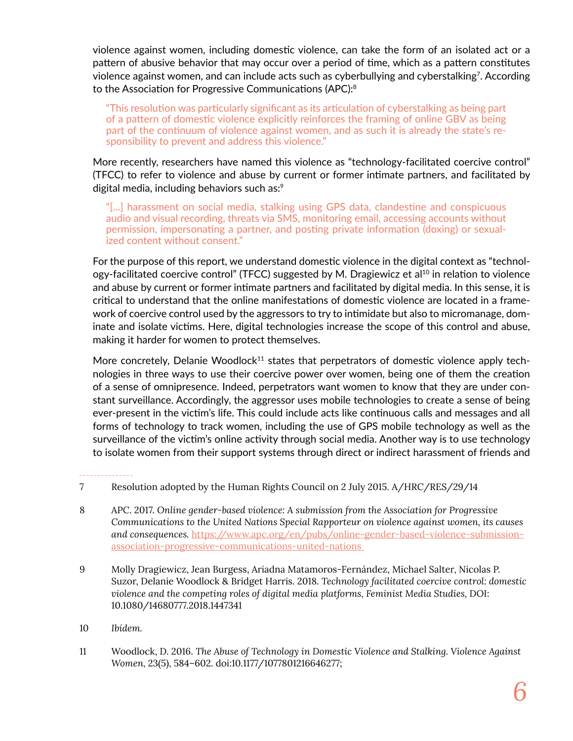violence against women, including domestic violence, can take the form of an isolated act or a pattern of abusive behavior that may occur over a period of time, which as a pattern constitutes violence against women, and can include acts such as cyberbullying and cyberstalking[7]. According to the Association for Progressive Communications (APC):[8]

> "This resolution was particularly significant as its articulation of cyberstalking as being part of a pattern of domestic violence explicitly reinforces the framing of online GBV as being part of the continuum of violence against women, and as such it is already the state's responsibility to prevent and address this violence."

More recently, researchers have named this violence as "technology-facilitated coercive control" (TFCC) to refer to violence and abuse by current or former intimate partners, and facilitated by digital media, including behaviors such as:[9]

> "[...] harassment on social media, stalking using GPS data, clandestine and conspicuous audio and visual recording, threats via SMS, monitoring email, accessing accounts without permission, impersonating a partner, and posting private information (doxing) or sexualized content without consent."

For the purpose of this report, we understand domestic violence in the digital context as "technology-facilitated coercive control" (TFCC) suggested by M. Dragiewicz et al[10] in relation to violence and abuse by current or former intimate partners and facilitated by digital media. In this sense, it is critical to understand that the online manifestations of domestic violence are located in a framework of coercive control used by the aggressors to try to intimidate but also to micromanage, dominate and isolate victims. Here, digital technologies increase the scope of this control and abuse, making it harder for women to protect themselves.

More concretely, Delanie Woodlock[11] states that perpetrators of domestic violence apply technologies in three ways to use their coercive power over women, being one of them the creation of a sense of omnipresence. Indeed, perpetrators want women to know that they are under constant surveillance. Accordingly, the aggressor uses mobile technologies to create a sense of being ever-present in the victim's life. This could include acts like continuous calls and messages and all forms of technology to track women, including the use of GPS mobile technology as well as the surveillance of the victim's online activity through social media. Another way is to use technology to isolate women from their support systems through direct or indirect harassment of friends and

---

7 Resolution adopted by the Human Rights Council on 2 July 2015. A/HRC/RES/29/14

8 APC. 2017. *Online gender-based violence: A submission from the Association for Progressive Communications to the United Nations Special Rapporteur on violence against women, its causes and consequences.* https://www.apc.org/en/pubs/online-gender-based-violence-submission-association-progressive-communications-united-nations

9 Molly Dragiewicz, Jean Burgess, Ariadna Matamoros-Fernández, Michael Salter, Nicolas P. Suzor, Delanie Woodlock & Bridget Harris. 2018. *Technology facilitated coercive control: domestic violence and the competing roles of digital media platforms*, *Feminist Media Studies*, DOI: 10.1080/14680777.2018.1447341

10 *Ibídem.*

11 Woodlock, D. 2016. *The Abuse of Technology in Domestic Violence and Stalking. Violence Against Women*, 23(5), 584–602. doi:10.1177/1077801216646277;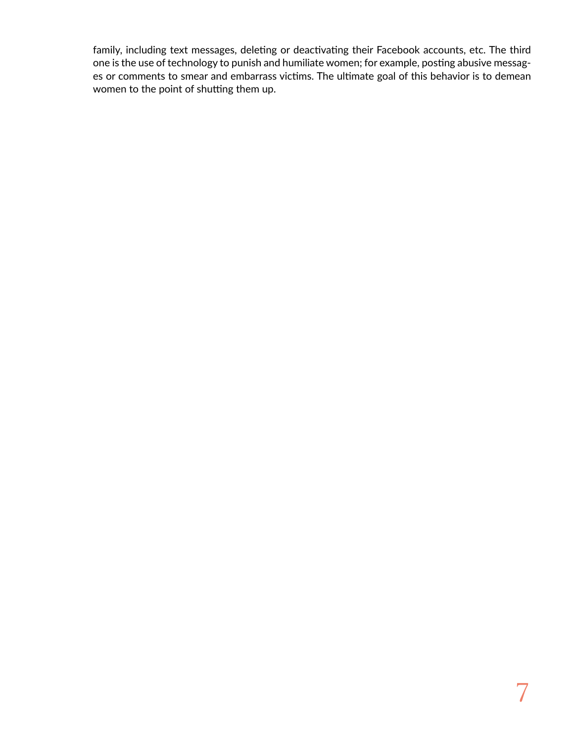family, including text messages, deleting or deactivating their Facebook accounts, etc. The third one is the use of technology to punish and humiliate women; for example, posting abusive messages or comments to smear and embarrass victims. The ultimate goal of this behavior is to demean women to the point of shutting them up.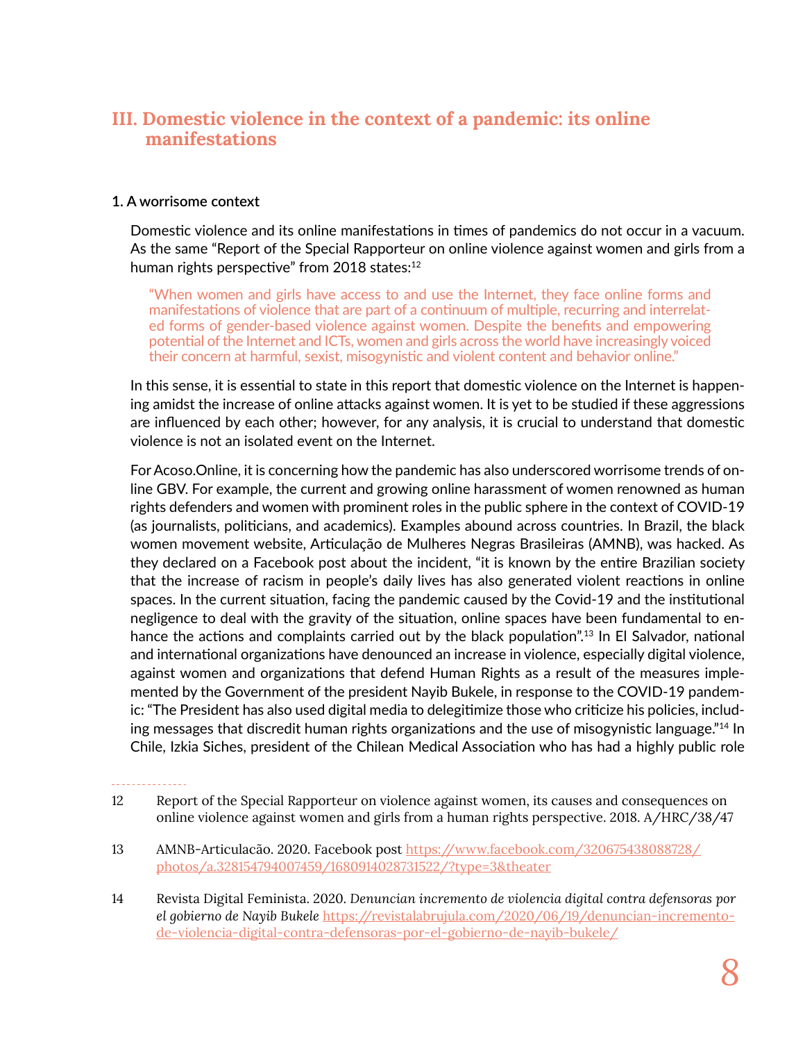## III. Domestic violence in the context of a pandemic: its online manifestations

### 1. A worrisome context

Domestic violence and its online manifestations in times of pandemics do not occur in a vacuum. As the same "Report of the Special Rapporteur on online violence against women and girls from a human rights perspective" from 2018 states:[12]

> "When women and girls have access to and use the Internet, they face online forms and manifestations of violence that are part of a continuum of multiple, recurring and interrelated forms of gender-based violence against women. Despite the benefits and empowering potential of the Internet and ICTs, women and girls across the world have increasingly voiced their concern at harmful, sexist, misogynistic and violent content and behavior online."

In this sense, it is essential to state in this report that domestic violence on the Internet is happening amidst the increase of online attacks against women. It is yet to be studied if these aggressions are influenced by each other; however, for any analysis, it is crucial to understand that domestic violence is not an isolated event on the Internet.

For Acoso.Online, it is concerning how the pandemic has also underscored worrisome trends of online GBV. For example, the current and growing online harassment of women renowned as human rights defenders and women with prominent roles in the public sphere in the context of COVID-19 (as journalists, politicians, and academics). Examples abound across countries. In Brazil, the black women movement website, Articulação de Mulheres Negras Brasileiras (AMNB), was hacked. As they declared on a Facebook post about the incident, "it is known by the entire Brazilian society that the increase of racism in people's daily lives has also generated violent reactions in online spaces. In the current situation, facing the pandemic caused by the Covid-19 and the institutional negligence to deal with the gravity of the situation, online spaces have been fundamental to enhance the actions and complaints carried out by the black population".[13] In El Salvador, national and international organizations have denounced an increase in violence, especially digital violence, against women and organizations that defend Human Rights as a result of the measures implemented by the Government of the president Nayib Bukele, in response to the COVID-19 pandemic: "The President has also used digital media to delegitimize those who criticize his policies, including messages that discredit human rights organizations and the use of misogynistic language."[14] In Chile, Izkia Siches, president of the Chilean Medical Association who has had a highly public role

---

12 Report of the Special Rapporteur on violence against women, its causes and consequences on online violence against women and girls from a human rights perspective. 2018. A/HRC/38/47

13 AMNB-Articulacão. 2020. Facebook post https://www.facebook.com/320675438088728/photos/a.328154794007459/1680914028731522/?type=3&theater

14 Revista Digital Feminista. 2020. *Denuncian incremento de violencia digital contra defensoras por el gobierno de Nayib Bukele* https://revistalabrujula.com/2020/06/19/denuncian-incremento-de-violencia-digital-contra-defensoras-por-el-gobierno-de-nayib-bukele/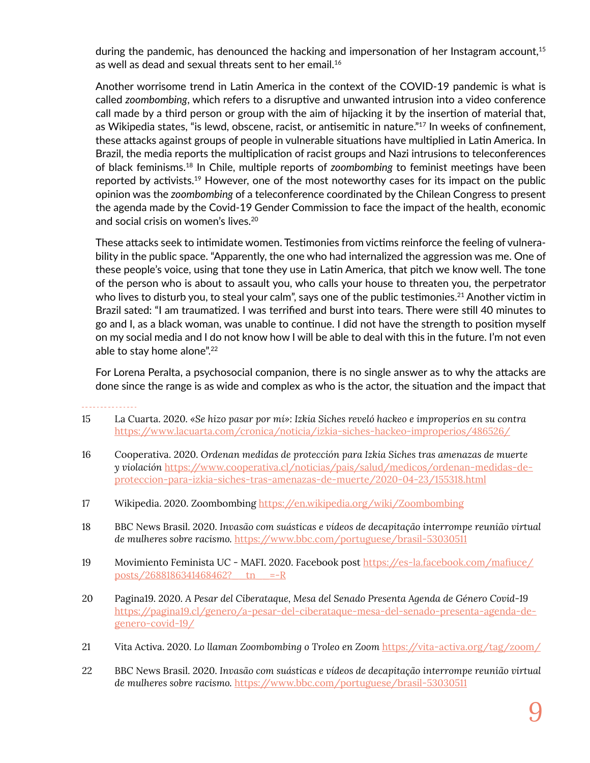during the pandemic, has denounced the hacking and impersonation of her Instagram account,[15] as well as dead and sexual threats sent to her email.[16]

Another worrisome trend in Latin America in the context of the COVID-19 pandemic is what is called *zoombombing*, which refers to a disruptive and unwanted intrusion into a video conference call made by a third person or group with the aim of hijacking it by the insertion of material that, as Wikipedia states, "is lewd, obscene, racist, or antisemitic in nature."[17] In weeks of confinement, these attacks against groups of people in vulnerable situations have multiplied in Latin America. In Brazil, the media reports the multiplication of racist groups and Nazi intrusions to teleconferences of black feminisms.[18] In Chile, multiple reports of *zoombombing* to feminist meetings have been reported by activists.[19] However, one of the most noteworthy cases for its impact on the public opinion was the *zoombombing* of a teleconference coordinated by the Chilean Congress to present the agenda made by the Covid-19 Gender Commission to face the impact of the health, economic and social crisis on women's lives.[20]

These attacks seek to intimidate women. Testimonies from victims reinforce the feeling of vulnerability in the public space. "Apparently, the one who had internalized the aggression was me. One of these people's voice, using that tone they use in Latin America, that pitch we know well. The tone of the person who is about to assault you, who calls your house to threaten you, the perpetrator who lives to disturb you, to steal your calm", says one of the public testimonies.[21] Another victim in Brazil sated: "I am traumatized. I was terrified and burst into tears. There were still 40 minutes to go and I, as a black woman, was unable to continue. I did not have the strength to position myself on my social media and I do not know how I will be able to deal with this in the future. I'm not even able to stay home alone".[22]

For Lorena Peralta, a psychosocial companion, there is no single answer as to why the attacks are done since the range is as wide and complex as who is the actor, the situation and the impact that

---

15 La Cuarta. 2020. *«Se hizo pasar por mí»: Izkia Siches reveló hackeo e improperios en su contra* https://www.lacuarta.com/cronica/noticia/izkia-siches-hackeo-improperios/486526/

16 Cooperativa. 2020. *Ordenan medidas de protección para Izkia Siches tras amenazas de muerte y violación* https://www.cooperativa.cl/noticias/pais/salud/medicos/ordenan-medidas-de-proteccion-para-izkia-siches-tras-amenazas-de-muerte/2020-04-23/155318.html

17 Wikipedia. 2020. Zoombombing https://en.wikipedia.org/wiki/Zoombombing

18 BBC News Brasil. 2020. *Invasão com suásticas e vídeos de decapitação interrompe reunião virtual de mulheres sobre racismo.* https://www.bbc.com/portuguese/brasil-53030511

19 Movimiento Feminista UC - MAFI. 2020. Facebook post https://es-la.facebook.com/mafiuce/posts/2688186341468462?__tn__=-R

20 Pagina19. 2020. *A Pesar del Ciberataque, Mesa del Senado Presenta Agenda de Género Covid-19* https://pagina19.cl/genero/a-pesar-del-ciberataque-mesa-del-senado-presenta-agenda-de-genero-covid-19/

21 Vita Activa. 2020. *Lo llaman Zoombombing o Troleo en Zoom* https://vita-activa.org/tag/zoom/

22 BBC News Brasil. 2020. *Invasão com suásticas e vídeos de decapitação interrompe reunião virtual de mulheres sobre racismo.* https://www.bbc.com/portuguese/brasil-53030511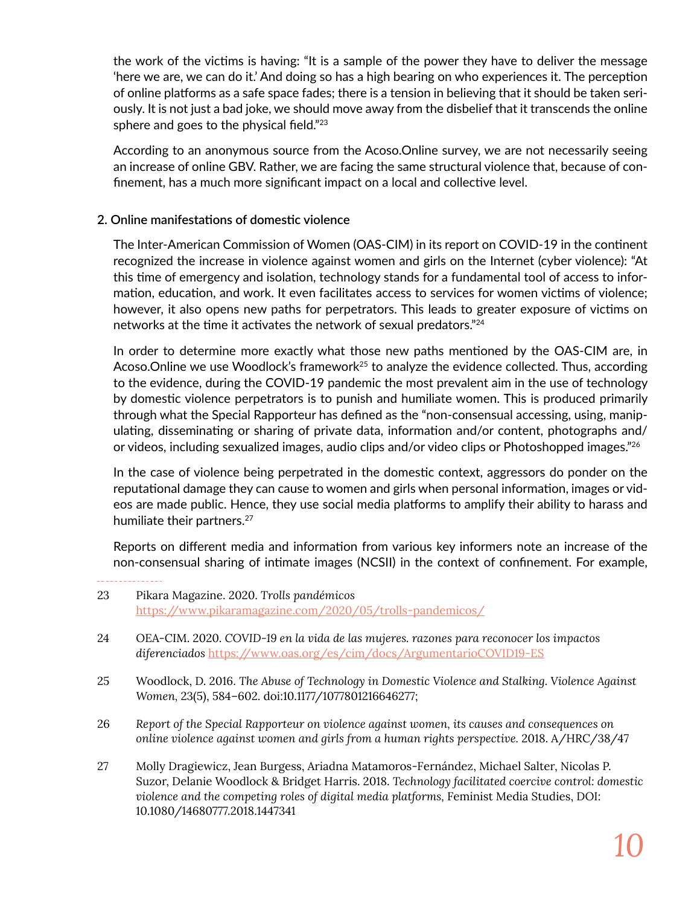the work of the victims is having: "It is a sample of the power they have to deliver the message 'here we are, we can do it.' And doing so has a high bearing on who experiences it. The perception of online platforms as a safe space fades; there is a tension in believing that it should be taken seriously. It is not just a bad joke, we should move away from the disbelief that it transcends the online sphere and goes to the physical field."[23]

According to an anonymous source from the Acoso.Online survey, we are not necessarily seeing an increase of online GBV. Rather, we are facing the same structural violence that, because of confinement, has a much more significant impact on a local and collective level.

**2. Online manifestations of domestic violence**

The Inter-American Commission of Women (OAS-CIM) in its report on COVID-19 in the continent recognized the increase in violence against women and girls on the Internet (cyber violence): "At this time of emergency and isolation, technology stands for a fundamental tool of access to information, education, and work. It even facilitates access to services for women victims of violence; however, it also opens new paths for perpetrators. This leads to greater exposure of victims on networks at the time it activates the network of sexual predators."[24]

In order to determine more exactly what those new paths mentioned by the OAS-CIM are, in Acoso.Online we use Woodlock's framework[25] to analyze the evidence collected. Thus, according to the evidence, during the COVID-19 pandemic the most prevalent aim in the use of technology by domestic violence perpetrators is to punish and humiliate women. This is produced primarily through what the Special Rapporteur has defined as the "non-consensual accessing, using, manipulating, disseminating or sharing of private data, information and/or content, photographs and/or videos, including sexualized images, audio clips and/or video clips or Photoshopped images."[26]

In the case of violence being perpetrated in the domestic context, aggressors do ponder on the reputational damage they can cause to women and girls when personal information, images or videos are made public. Hence, they use social media platforms to amplify their ability to harass and humiliate their partners.[27]

Reports on different media and information from various key informers note an increase of the non-consensual sharing of intimate images (NCSII) in the context of confinement. For example,

---

23 Pikara Magazine. 2020. *Trolls pandémicos* https://www.pikaramagazine.com/2020/05/trolls-pandemicos/

24 OEA-CIM. 2020. COVID-19 *en la vida de las mujeres. razones para reconocer los impactos diferenciados* https://www.oas.org/es/cim/docs/ArgumentarioCOVID19-ES

25 Woodlock, D. 2016. *The Abuse of Technology in Domestic Violence and Stalking. Violence Against Women*, 23(5), 584–602. doi:10.1177/1077801216646277;

26 *Report of the Special Rapporteur on violence against women, its causes and consequences on online violence against women and girls from a human rights perspective.* 2018. A/HRC/38/47

27 Molly Dragiewicz, Jean Burgess, Ariadna Matamoros-Fernández, Michael Salter, Nicolas P. Suzor, Delanie Woodlock & Bridget Harris. 2018. *Technology facilitated coercive control: domestic violence and the competing roles of digital media platforms*, Feminist Media Studies, DOI: 10.1080/14680777.2018.1447341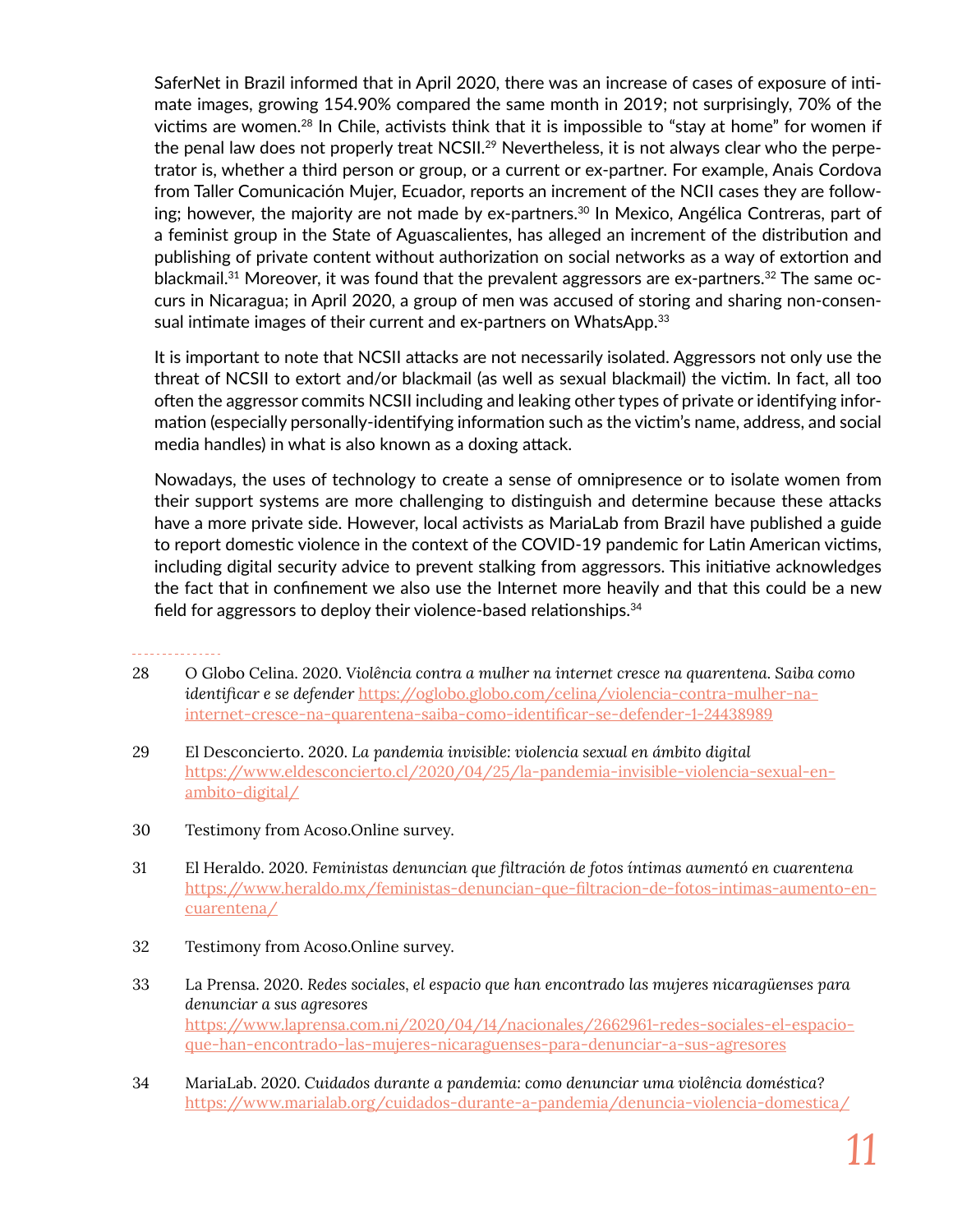SaferNet in Brazil informed that in April 2020, there was an increase of cases of exposure of intimate images, growing 154.90% compared the same month in 2019; not surprisingly, 70% of the victims are women.[28] In Chile, activists think that it is impossible to "stay at home" for women if the penal law does not properly treat NCSII.[29] Nevertheless, it is not always clear who the perpetrator is, whether a third person or group, or a current or ex-partner. For example, Anais Cordova from Taller Comunicación Mujer, Ecuador, reports an increment of the NCII cases they are following; however, the majority are not made by ex-partners.[30] In Mexico, Angélica Contreras, part of a feminist group in the State of Aguascalientes, has alleged an increment of the distribution and publishing of private content without authorization on social networks as a way of extortion and blackmail.[31] Moreover, it was found that the prevalent aggressors are ex-partners.[32] The same occurs in Nicaragua; in April 2020, a group of men was accused of storing and sharing non-consensual intimate images of their current and ex-partners on WhatsApp.[33]

It is important to note that NCSII attacks are not necessarily isolated. Aggressors not only use the threat of NCSII to extort and/or blackmail (as well as sexual blackmail) the victim. In fact, all too often the aggressor commits NCSII including and leaking other types of private or identifying information (especially personally-identifying information such as the victim's name, address, and social media handles) in what is also known as a doxing attack.

Nowadays, the uses of technology to create a sense of omnipresence or to isolate women from their support systems are more challenging to distinguish and determine because these attacks have a more private side. However, local activists as MariaLab from Brazil have published a guide to report domestic violence in the context of the COVID-19 pandemic for Latin American victims, including digital security advice to prevent stalking from aggressors. This initiative acknowledges the fact that in confinement we also use the Internet more heavily and that this could be a new field for aggressors to deploy their violence-based relationships.[34]

---

28 O Globo Celina. 2020. *Violência contra a mulher na internet cresce na quarentena. Saiba como identificar e se defender* https://oglobo.globo.com/celina/violencia-contra-mulher-na-internet-cresce-na-quarentena-saiba-como-identificar-se-defender-1-24438989

29 El Desconcierto. 2020. *La pandemia invisible: violencia sexual en ámbito digital* https://www.eldesconcierto.cl/2020/04/25/la-pandemia-invisible-violencia-sexual-en-ambito-digital/

30 Testimony from Acoso.Online survey.

31 El Heraldo. 2020. *Feministas denuncian que filtración de fotos íntimas aumentó en cuarentena* https://www.heraldo.mx/feministas-denuncian-que-filtracion-de-fotos-intimas-aumento-en-cuarentena/

32 Testimony from Acoso.Online survey.

33 La Prensa. 2020. *Redes sociales, el espacio que han encontrado las mujeres nicaragüenses para denunciar a sus agresores* https://www.laprensa.com.ni/2020/04/14/nacionales/2662961-redes-sociales-el-espacio-que-han-encontrado-las-mujeres-nicaraguenses-para-denunciar-a-sus-agresores

34 MariaLab. 2020. *Cuidados durante a pandemia: como denunciar uma violência doméstica?* https://www.marialab.org/cuidados-durante-a-pandemia/denuncia-violencia-domestica/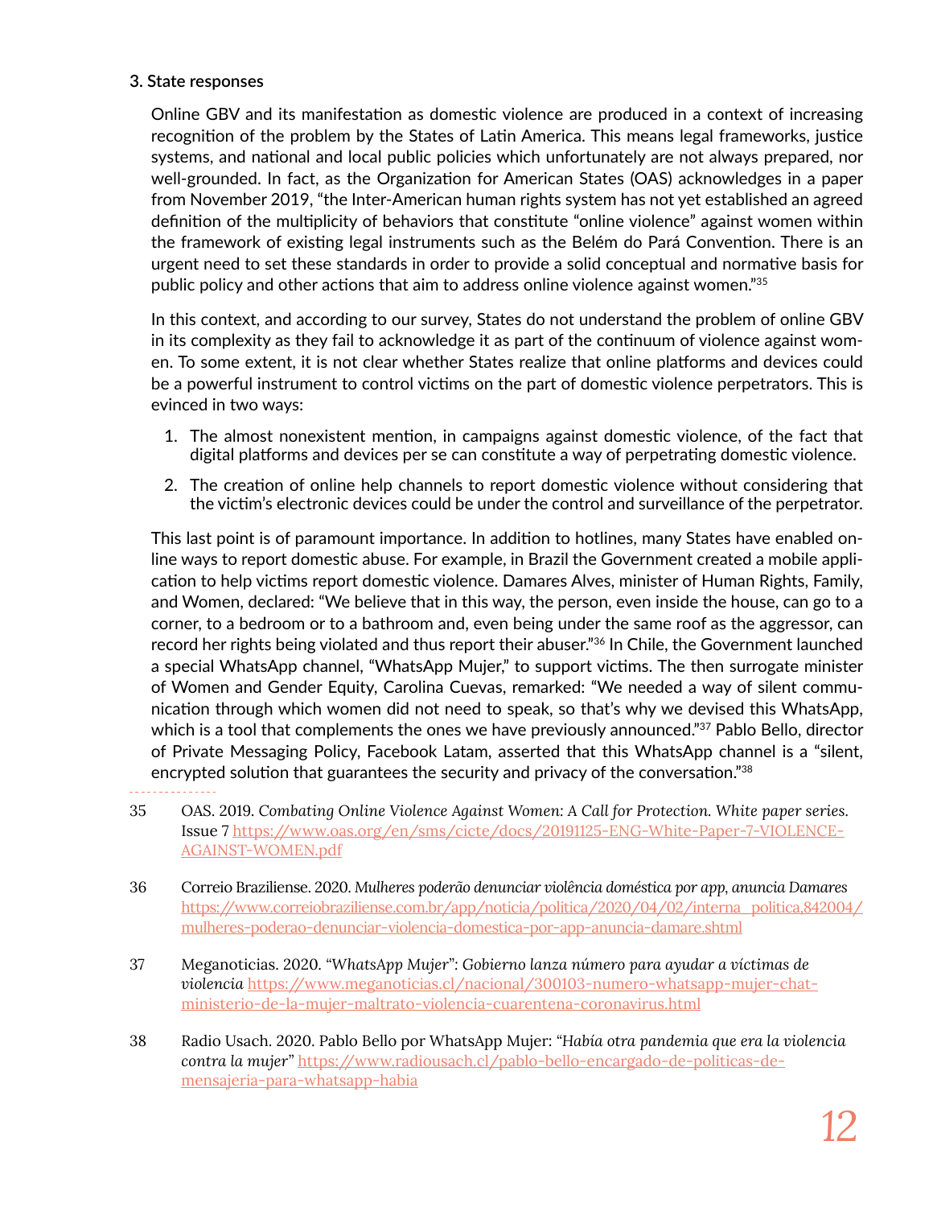### 3. State responses

Online GBV and its manifestation as domestic violence are produced in a context of increasing recognition of the problem by the States of Latin America. This means legal frameworks, justice systems, and national and local public policies which unfortunately are not always prepared, nor well-grounded. In fact, as the Organization for American States (OAS) acknowledges in a paper from November 2019, "the Inter-American human rights system has not yet established an agreed definition of the multiplicity of behaviors that constitute "online violence" against women within the framework of existing legal instruments such as the Belém do Pará Convention. There is an urgent need to set these standards in order to provide a solid conceptual and normative basis for public policy and other actions that aim to address online violence against women."[35]

In this context, and according to our survey, States do not understand the problem of online GBV in its complexity as they fail to acknowledge it as part of the continuum of violence against women. To some extent, it is not clear whether States realize that online platforms and devices could be a powerful instrument to control victims on the part of domestic violence perpetrators. This is evinced in two ways:

1. The almost nonexistent mention, in campaigns against domestic violence, of the fact that digital platforms and devices per se can constitute a way of perpetrating domestic violence.
2. The creation of online help channels to report domestic violence without considering that the victim's electronic devices could be under the control and surveillance of the perpetrator.

This last point is of paramount importance. In addition to hotlines, many States have enabled online ways to report domestic abuse. For example, in Brazil the Government created a mobile application to help victims report domestic violence. Damares Alves, minister of Human Rights, Family, and Women, declared: "We believe that in this way, the person, even inside the house, can go to a corner, to a bedroom or to a bathroom and, even being under the same roof as the aggressor, can record her rights being violated and thus report their abuser."[36] In Chile, the Government launched a special WhatsApp channel, "WhatsApp Mujer," to support victims. The then surrogate minister of Women and Gender Equity, Carolina Cuevas, remarked: "We needed a way of silent communication through which women did not need to speak, so that's why we devised this WhatsApp, which is a tool that complements the ones we have previously announced."[37] Pablo Bello, director of Private Messaging Policy, Facebook Latam, asserted that this WhatsApp channel is a "silent, encrypted solution that guarantees the security and privacy of the conversation."[38]

---

35 OAS. 2019. *Combating Online Violence Against Women: A Call for Protection. White paper series.* Issue 7 https://www.oas.org/en/sms/cicte/docs/20191125-ENG-White-Paper-7-VIOLENCE-AGAINST-WOMEN.pdf

36 Correio Braziliense. 2020. *Mulheres poderão denunciar violência doméstica por app, anuncia Damares* https://www.correiobraziliense.com.br/app/noticia/politica/2020/04/02/interna_politica,842004/mulheres-poderao-denunciar-violencia-domestica-por-app-anuncia-damare.shtml

37 Meganoticias. 2020. *"WhatsApp Mujer": Gobierno lanza número para ayudar a víctimas de violencia* https://www.meganoticias.cl/nacional/300103-numero-whatsapp-mujer-chat-ministerio-de-la-mujer-maltrato-violencia-cuarentena-coronavirus.html

38 Radio Usach. 2020. Pablo Bello por WhatsApp Mujer: *"Había otra pandemia que era la violencia contra la mujer"* https://www.radiousach.cl/pablo-bello-encargado-de-politicas-de-mensajeria-para-whatsapp-habia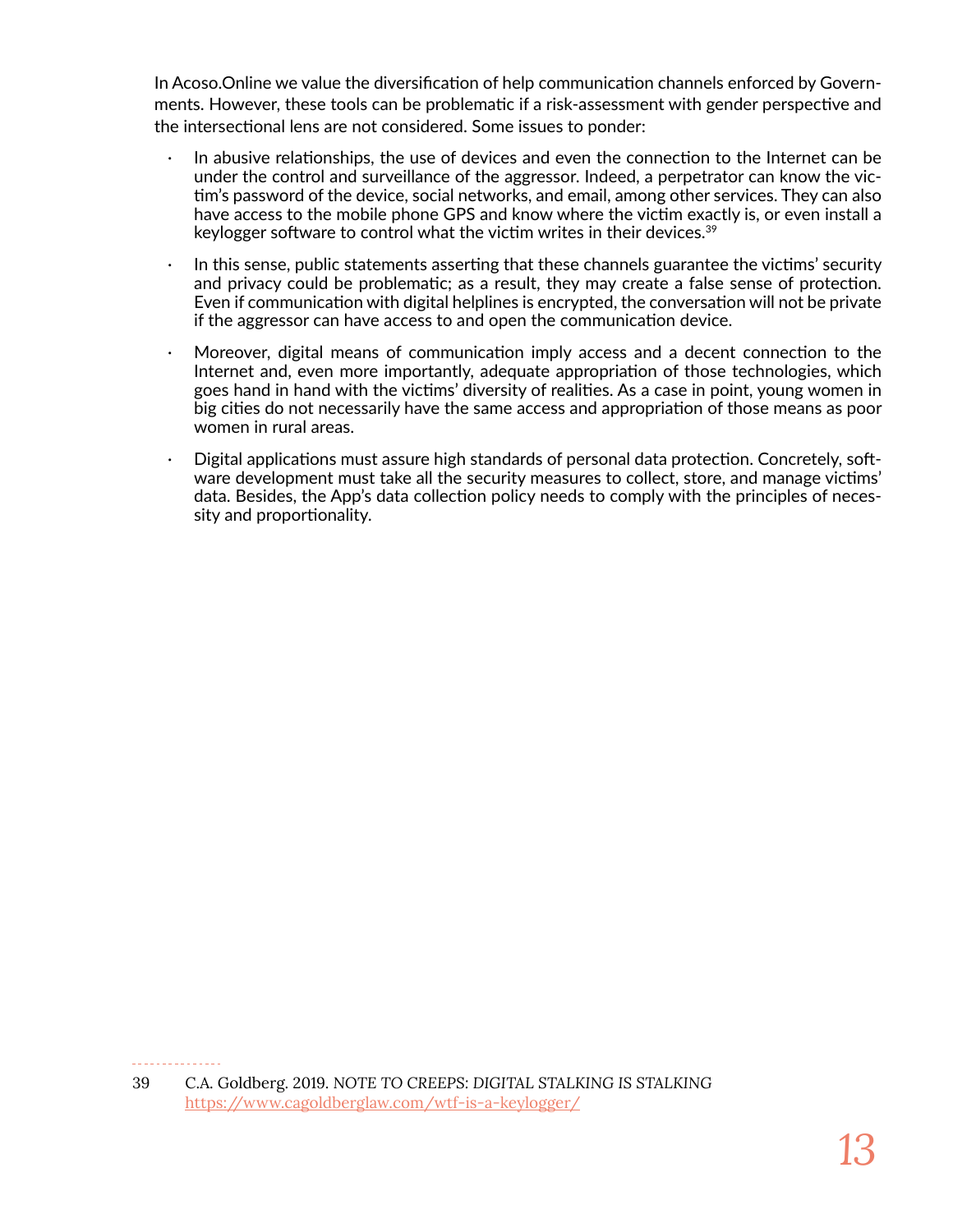In Acoso.Online we value the diversification of help communication channels enforced by Governments. However, these tools can be problematic if a risk-assessment with gender perspective and the intersectional lens are not considered. Some issues to ponder:

- In abusive relationships, the use of devices and even the connection to the Internet can be under the control and surveillance of the aggressor. Indeed, a perpetrator can know the victim's password of the device, social networks, and email, among other services. They can also have access to the mobile phone GPS and know where the victim exactly is, or even install a keylogger software to control what the victim writes in their devices.[39]
- In this sense, public statements asserting that these channels guarantee the victims' security and privacy could be problematic; as a result, they may create a false sense of protection. Even if communication with digital helplines is encrypted, the conversation will not be private if the aggressor can have access to and open the communication device.
- Moreover, digital means of communication imply access and a decent connection to the Internet and, even more importantly, adequate appropriation of those technologies, which goes hand in hand with the victims' diversity of realities. As a case in point, young women in big cities do not necessarily have the same access and appropriation of those means as poor women in rural areas.
- Digital applications must assure high standards of personal data protection. Concretely, software development must take all the security measures to collect, store, and manage victims' data. Besides, the App's data collection policy needs to comply with the principles of necessity and proportionality.

---

39 C.A. Goldberg. 2019. NOTE TO CREEPS: DIGITAL STALKING IS STALKING https://www.cagoldberglaw.com/wtf-is-a-keylogger/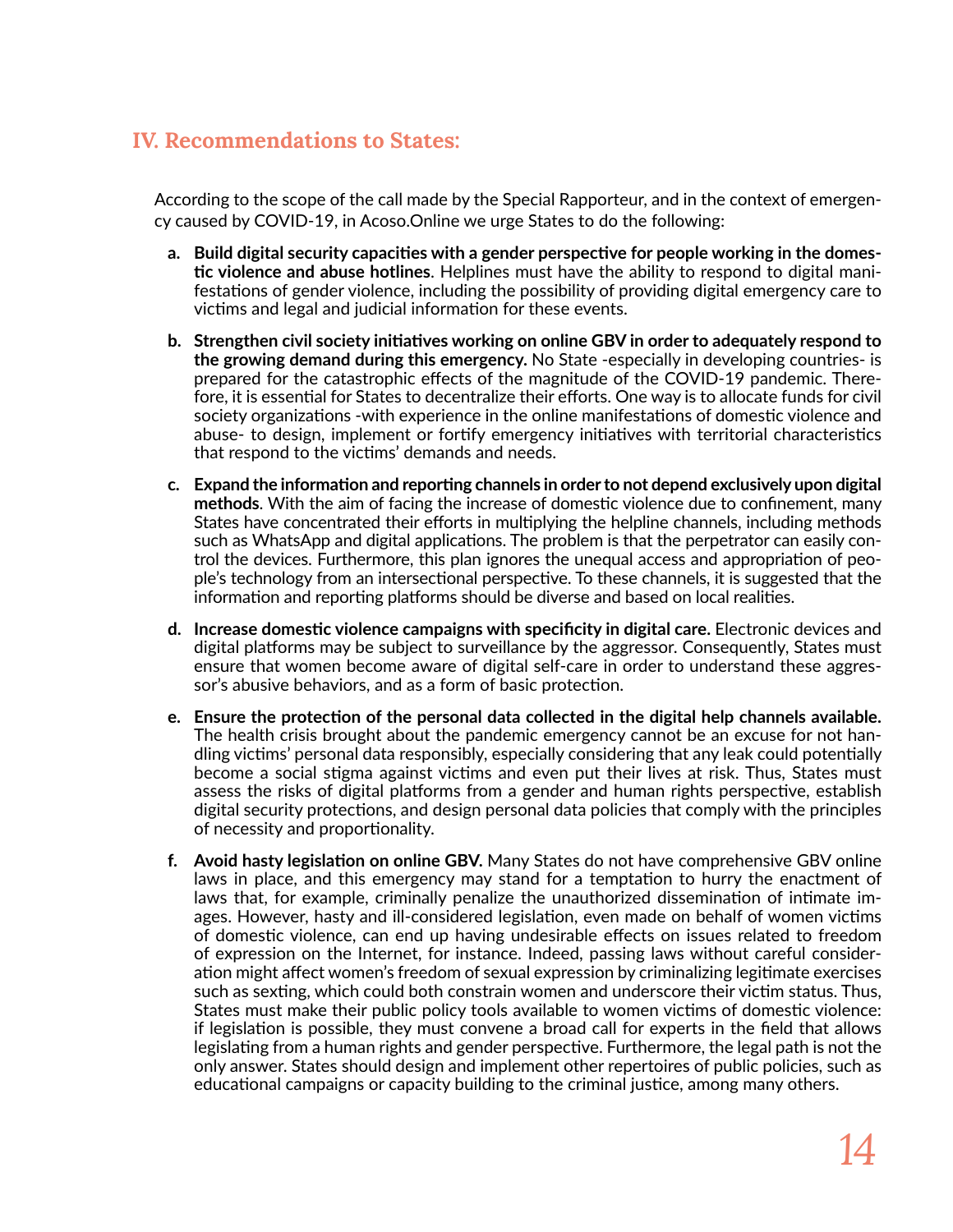## IV. Recommendations to States:

According to the scope of the call made by the Special Rapporteur, and in the context of emergency caused by COVID-19, in Acoso.Online we urge States to do the following:

a. **Build digital security capacities with a gender perspective for people working in the domestic violence and abuse hotlines**. Helplines must have the ability to respond to digital manifestations of gender violence, including the possibility of providing digital emergency care to victims and legal and judicial information for these events.

b. **Strengthen civil society initiatives working on online GBV in order to adequately respond to the growing demand during this emergency.** No State -especially in developing countries- is prepared for the catastrophic effects of the magnitude of the COVID-19 pandemic. Therefore, it is essential for States to decentralize their efforts. One way is to allocate funds for civil society organizations -with experience in the online manifestations of domestic violence and abuse- to design, implement or fortify emergency initiatives with territorial characteristics that respond to the victims' demands and needs.

c. **Expand the information and reporting channels in order to not depend exclusively upon digital methods**. With the aim of facing the increase of domestic violence due to confinement, many States have concentrated their efforts in multiplying the helpline channels, including methods such as WhatsApp and digital applications. The problem is that the perpetrator can easily control the devices. Furthermore, this plan ignores the unequal access and appropriation of people's technology from an intersectional perspective. To these channels, it is suggested that the information and reporting platforms should be diverse and based on local realities.

d. **Increase domestic violence campaigns with specificity in digital care.** Electronic devices and digital platforms may be subject to surveillance by the aggressor. Consequently, States must ensure that women become aware of digital self-care in order to understand these aggressor's abusive behaviors, and as a form of basic protection.

e. **Ensure the protection of the personal data collected in the digital help channels available.** The health crisis brought about the pandemic emergency cannot be an excuse for not handling victims' personal data responsibly, especially considering that any leak could potentially become a social stigma against victims and even put their lives at risk. Thus, States must assess the risks of digital platforms from a gender and human rights perspective, establish digital security protections, and design personal data policies that comply with the principles of necessity and proportionality.

f. **Avoid hasty legislation on online GBV.** Many States do not have comprehensive GBV online laws in place, and this emergency may stand for a temptation to hurry the enactment of laws that, for example, criminally penalize the unauthorized dissemination of intimate images. However, hasty and ill-considered legislation, even made on behalf of women victims of domestic violence, can end up having undesirable effects on issues related to freedom of expression on the Internet, for instance. Indeed, passing laws without careful consideration might affect women's freedom of sexual expression by criminalizing legitimate exercises such as sexting, which could both constrain women and underscore their victim status. Thus, States must make their public policy tools available to women victims of domestic violence: if legislation is possible, they must convene a broad call for experts in the field that allows legislating from a human rights and gender perspective. Furthermore, the legal path is not the only answer. States should design and implement other repertoires of public policies, such as educational campaigns or capacity building to the criminal justice, among many others.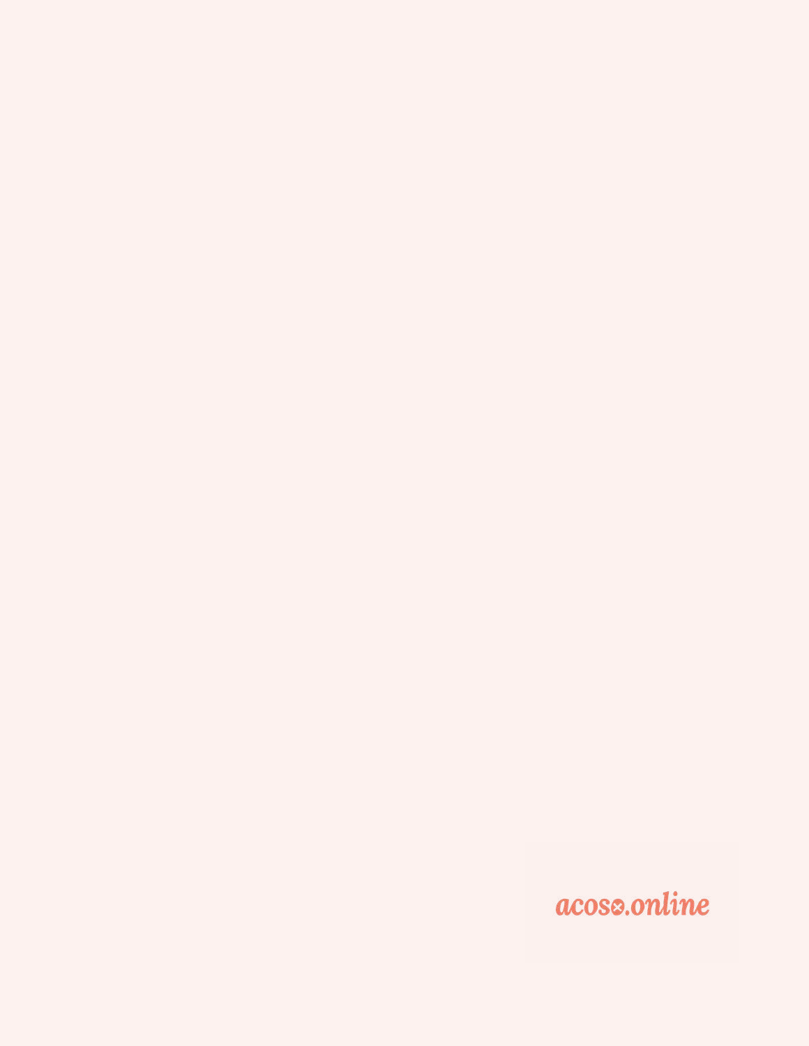acoso.online